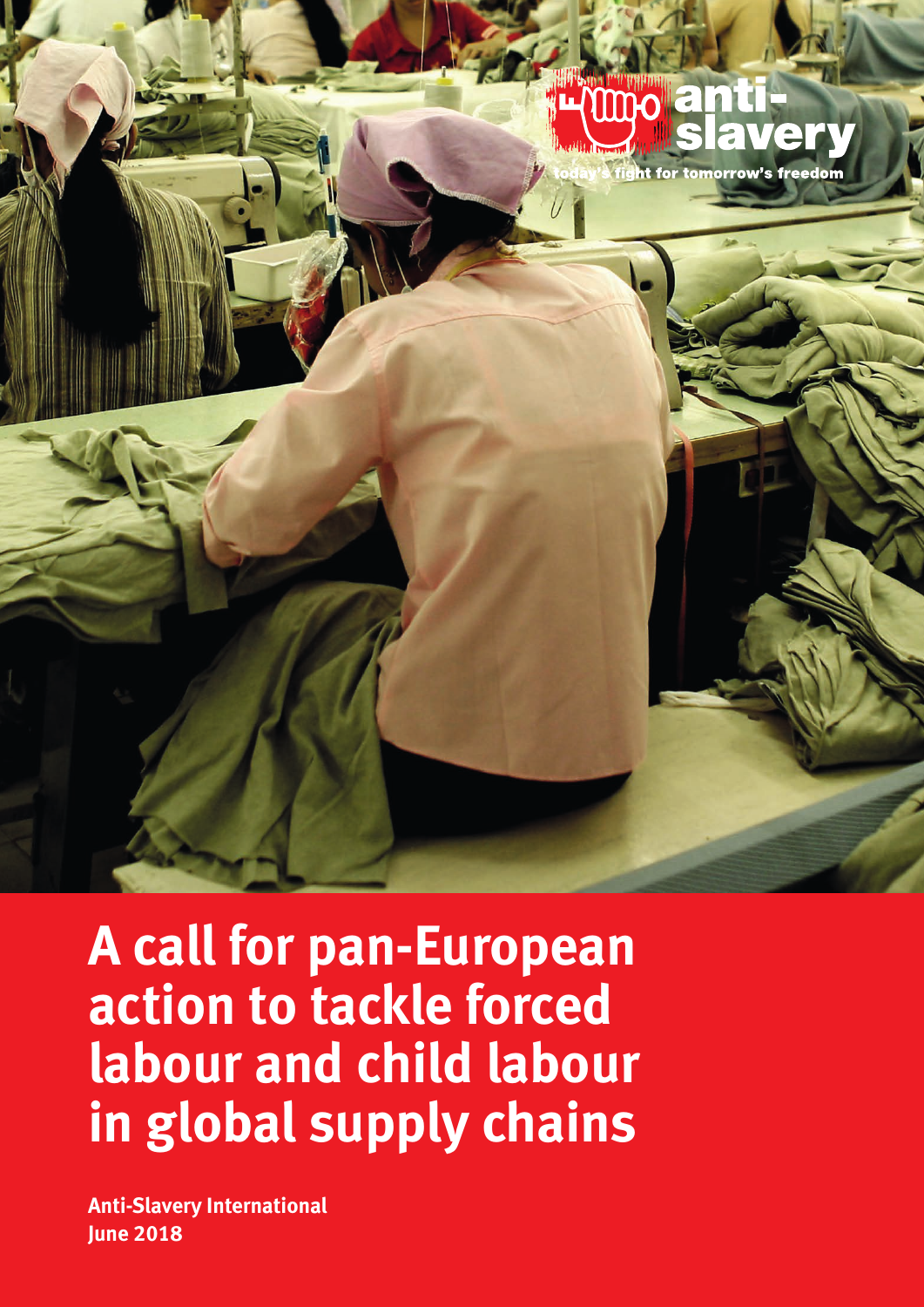anti-slavery

today's fight for tomorrow's freedom

# A call for pan-European action to tackle forced labour and child labour in global supply chains

**Anti-Slavery International**
**June 2018**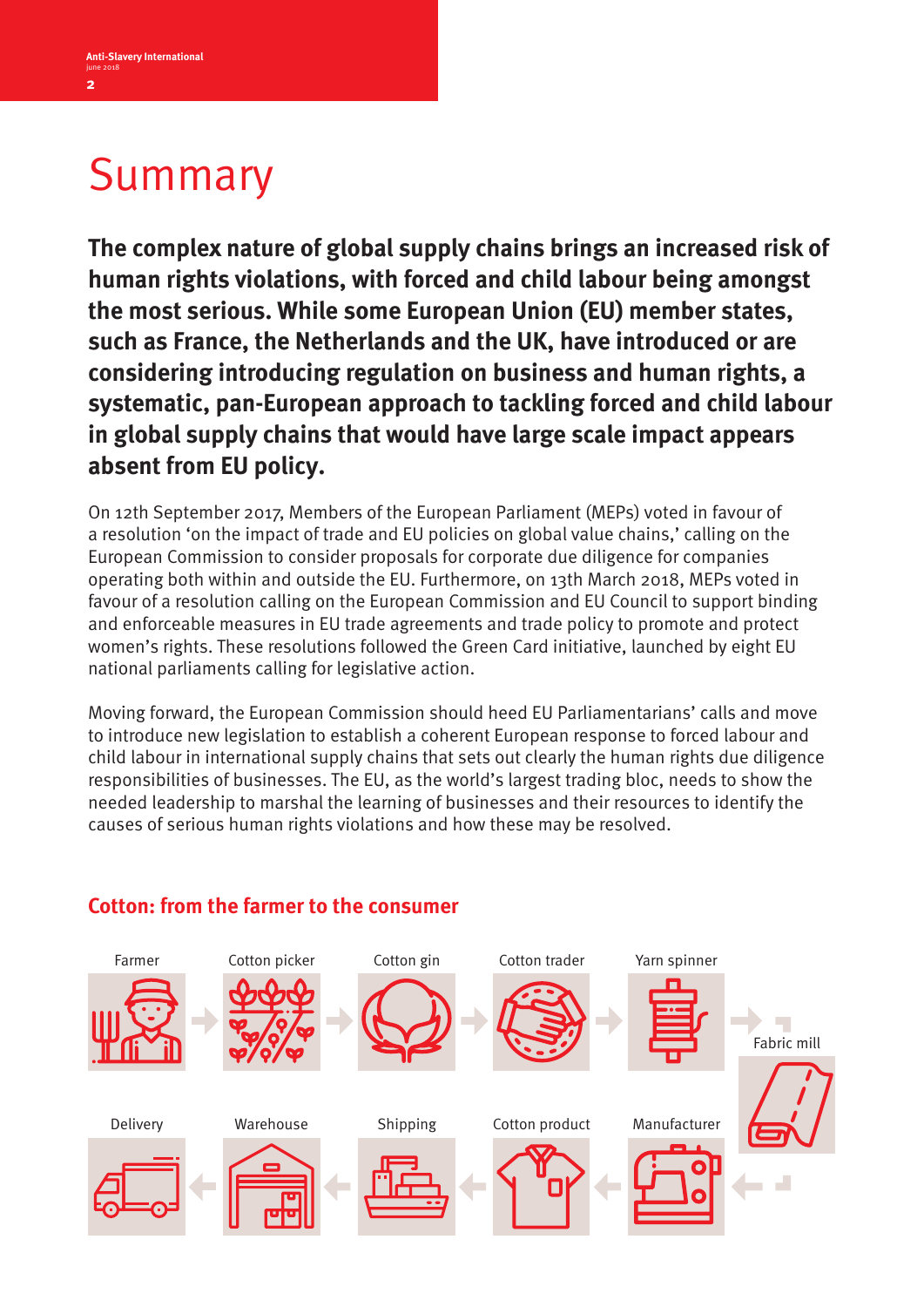# Summary

**The complex nature of global supply chains brings an increased risk of human rights violations, with forced and child labour being amongst the most serious. While some European Union (EU) member states, such as France, the Netherlands and the UK, have introduced or are considering introducing regulation on business and human rights, a systematic, pan-European approach to tackling forced and child labour in global supply chains that would have large scale impact appears absent from EU policy.**

On 12th September 2017, Members of the European Parliament (MEPs) voted in favour of a resolution 'on the impact of trade and EU policies on global value chains,' calling on the European Commission to consider proposals for corporate due diligence for companies operating both within and outside the EU. Furthermore, on 13th March 2018, MEPs voted in favour of a resolution calling on the European Commission and EU Council to support binding and enforceable measures in EU trade agreements and trade policy to promote and protect women's rights. These resolutions followed the Green Card initiative, launched by eight EU national parliaments calling for legislative action.

Moving forward, the European Commission should heed EU Parliamentarians' calls and move to introduce new legislation to establish a coherent European response to forced labour and child labour in international supply chains that sets out clearly the human rights due diligence responsibilities of businesses. The EU, as the world's largest trading bloc, needs to show the needed leadership to marshal the learning of businesses and their resources to identify the causes of serious human rights violations and how these may be resolved.

## Cotton: from the farmer to the consumer

Farmer → Cotton picker → Cotton gin → Cotton trader → Yarn spinner → Fabric mill → Manufacturer → Cotton product → Shipping → Warehouse → Delivery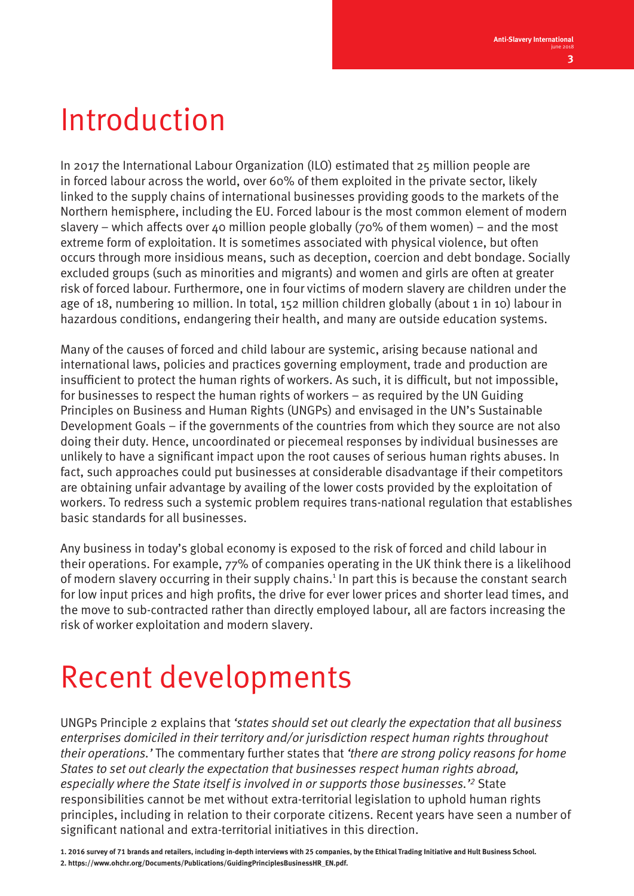# Introduction

In 2017 the International Labour Organization (ILO) estimated that 25 million people are in forced labour across the world, over 60% of them exploited in the private sector, likely linked to the supply chains of international businesses providing goods to the markets of the Northern hemisphere, including the EU. Forced labour is the most common element of modern slavery – which affects over 40 million people globally (70% of them women) – and the most extreme form of exploitation. It is sometimes associated with physical violence, but often occurs through more insidious means, such as deception, coercion and debt bondage. Socially excluded groups (such as minorities and migrants) and women and girls are often at greater risk of forced labour. Furthermore, one in four victims of modern slavery are children under the age of 18, numbering 10 million. In total, 152 million children globally (about 1 in 10) labour in hazardous conditions, endangering their health, and many are outside education systems.

Many of the causes of forced and child labour are systemic, arising because national and international laws, policies and practices governing employment, trade and production are insufficient to protect the human rights of workers. As such, it is difficult, but not impossible, for businesses to respect the human rights of workers – as required by the UN Guiding Principles on Business and Human Rights (UNGPs) and envisaged in the UN's Sustainable Development Goals – if the governments of the countries from which they source are not also doing their duty. Hence, uncoordinated or piecemeal responses by individual businesses are unlikely to have a significant impact upon the root causes of serious human rights abuses. In fact, such approaches could put businesses at considerable disadvantage if their competitors are obtaining unfair advantage by availing of the lower costs provided by the exploitation of workers. To redress such a systemic problem requires trans-national regulation that establishes basic standards for all businesses.

Any business in today's global economy is exposed to the risk of forced and child labour in their operations. For example, 77% of companies operating in the UK think there is a likelihood of modern slavery occurring in their supply chains.[1] In part this is because the constant search for low input prices and high profits, the drive for ever lower prices and shorter lead times, and the move to sub-contracted rather than directly employed labour, all are factors increasing the risk of worker exploitation and modern slavery.

# Recent developments

UNGPs Principle 2 explains that *'states should set out clearly the expectation that all business enterprises domiciled in their territory and/or jurisdiction respect human rights throughout their operations.'* The commentary further states that *'there are strong policy reasons for home States to set out clearly the expectation that businesses respect human rights abroad, especially where the State itself is involved in or supports those businesses.'*[2] State responsibilities cannot be met without extra-territorial legislation to uphold human rights principles, including in relation to their corporate citizens. Recent years have seen a number of significant national and extra-territorial initiatives in this direction.

**1. 2016 survey of 71 brands and retailers, including in-depth interviews with 25 companies, by the Ethical Trading Initiative and Hult Business School.**
**2. https://www.ohchr.org/Documents/Publications/GuidingPrinciplesBusinessHR_EN.pdf.**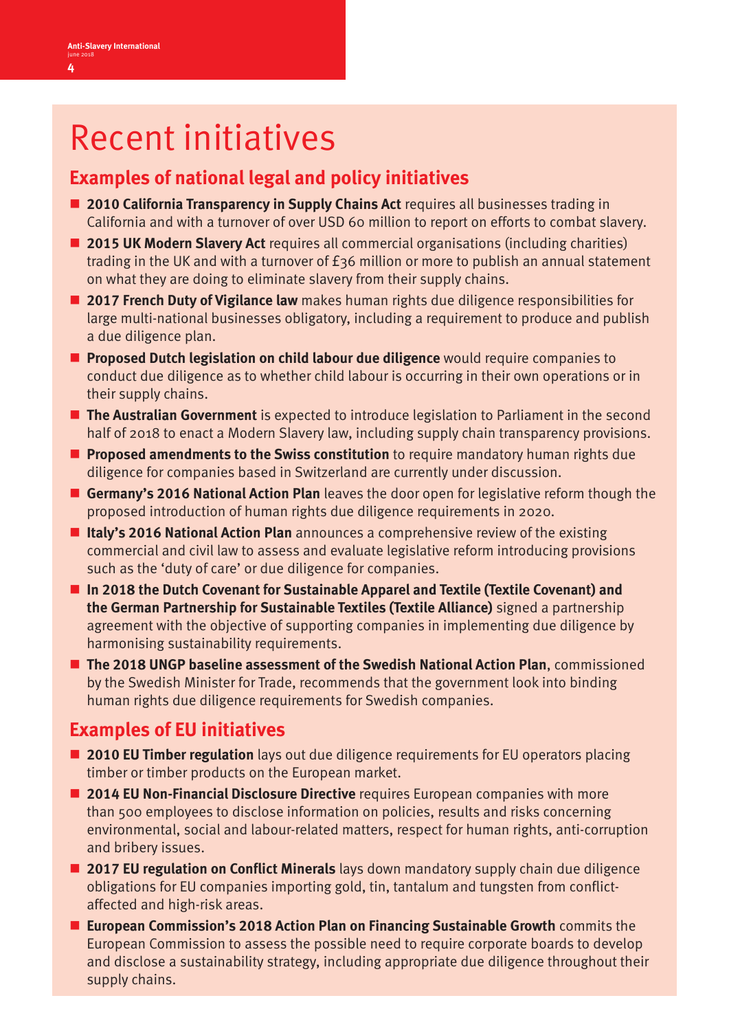# Recent initiatives

## Examples of national legal and policy initiatives

- **2010 California Transparency in Supply Chains Act** requires all businesses trading in California and with a turnover of over USD 60 million to report on efforts to combat slavery.
- **2015 UK Modern Slavery Act** requires all commercial organisations (including charities) trading in the UK and with a turnover of £36 million or more to publish an annual statement on what they are doing to eliminate slavery from their supply chains.
- **2017 French Duty of Vigilance law** makes human rights due diligence responsibilities for large multi-national businesses obligatory, including a requirement to produce and publish a due diligence plan.
- **Proposed Dutch legislation on child labour due diligence** would require companies to conduct due diligence as to whether child labour is occurring in their own operations or in their supply chains.
- **The Australian Government** is expected to introduce legislation to Parliament in the second half of 2018 to enact a Modern Slavery law, including supply chain transparency provisions.
- **Proposed amendments to the Swiss constitution** to require mandatory human rights due diligence for companies based in Switzerland are currently under discussion.
- **Germany's 2016 National Action Plan** leaves the door open for legislative reform though the proposed introduction of human rights due diligence requirements in 2020.
- **Italy's 2016 National Action Plan** announces a comprehensive review of the existing commercial and civil law to assess and evaluate legislative reform introducing provisions such as the 'duty of care' or due diligence for companies.
- **In 2018 the Dutch Covenant for Sustainable Apparel and Textile (Textile Covenant) and the German Partnership for Sustainable Textiles (Textile Alliance)** signed a partnership agreement with the objective of supporting companies in implementing due diligence by harmonising sustainability requirements.
- **The 2018 UNGP baseline assessment of the Swedish National Action Plan**, commissioned by the Swedish Minister for Trade, recommends that the government look into binding human rights due diligence requirements for Swedish companies.

## Examples of EU initiatives

- **2010 EU Timber regulation** lays out due diligence requirements for EU operators placing timber or timber products on the European market.
- **2014 EU Non-Financial Disclosure Directive** requires European companies with more than 500 employees to disclose information on policies, results and risks concerning environmental, social and labour-related matters, respect for human rights, anti-corruption and bribery issues.
- **2017 EU regulation on Conflict Minerals** lays down mandatory supply chain due diligence obligations for EU companies importing gold, tin, tantalum and tungsten from conflict-affected and high-risk areas.
- **European Commission's 2018 Action Plan on Financing Sustainable Growth** commits the European Commission to assess the possible need to require corporate boards to develop and disclose a sustainability strategy, including appropriate due diligence throughout their supply chains.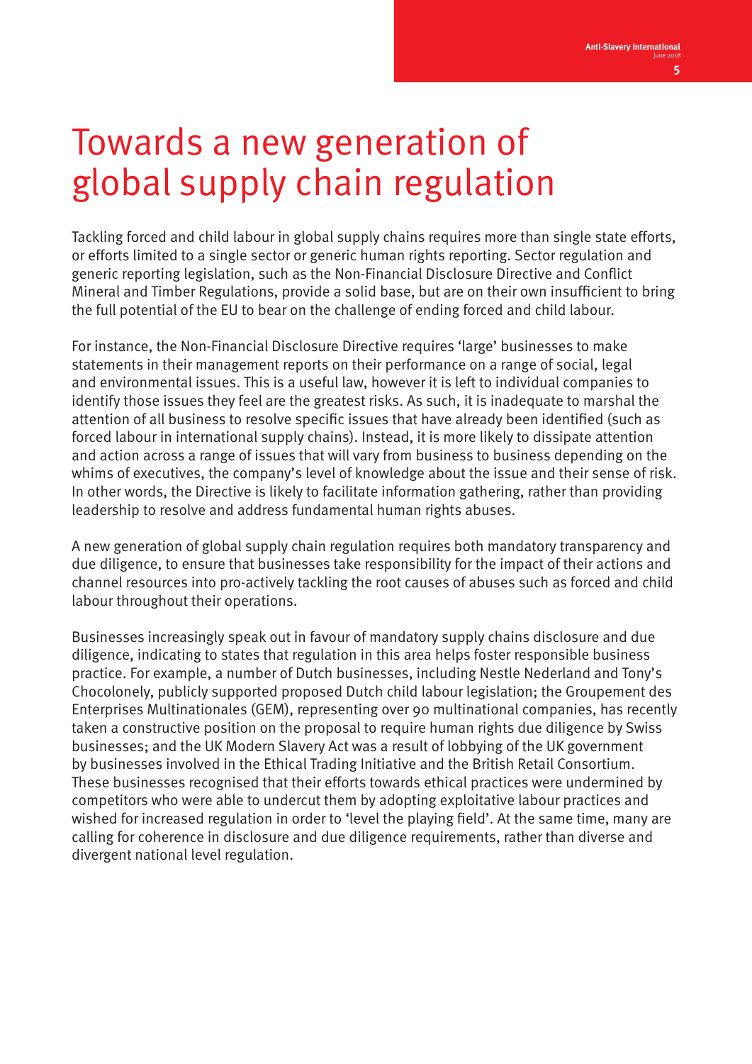# Towards a new generation of global supply chain regulation

Tackling forced and child labour in global supply chains requires more than single state efforts, or efforts limited to a single sector or generic human rights reporting. Sector regulation and generic reporting legislation, such as the Non-Financial Disclosure Directive and Conflict Mineral and Timber Regulations, provide a solid base, but are on their own insufficient to bring the full potential of the EU to bear on the challenge of ending forced and child labour.

For instance, the Non-Financial Disclosure Directive requires 'large' businesses to make statements in their management reports on their performance on a range of social, legal and environmental issues. This is a useful law, however it is left to individual companies to identify those issues they feel are the greatest risks. As such, it is inadequate to marshal the attention of all business to resolve specific issues that have already been identified (such as forced labour in international supply chains). Instead, it is more likely to dissipate attention and action across a range of issues that will vary from business to business depending on the whims of executives, the company's level of knowledge about the issue and their sense of risk. In other words, the Directive is likely to facilitate information gathering, rather than providing leadership to resolve and address fundamental human rights abuses.

A new generation of global supply chain regulation requires both mandatory transparency and due diligence, to ensure that businesses take responsibility for the impact of their actions and channel resources into pro-actively tackling the root causes of abuses such as forced and child labour throughout their operations.

Businesses increasingly speak out in favour of mandatory supply chains disclosure and due diligence, indicating to states that regulation in this area helps foster responsible business practice. For example, a number of Dutch businesses, including Nestle Nederland and Tony's Chocolonely, publicly supported proposed Dutch child labour legislation; the Groupement des Enterprises Multinationales (GEM), representing over 90 multinational companies, has recently taken a constructive position on the proposal to require human rights due diligence by Swiss businesses; and the UK Modern Slavery Act was a result of lobbying of the UK government by businesses involved in the Ethical Trading Initiative and the British Retail Consortium. These businesses recognised that their efforts towards ethical practices were undermined by competitors who were able to undercut them by adopting exploitative labour practices and wished for increased regulation in order to 'level the playing field'. At the same time, many are calling for coherence in disclosure and due diligence requirements, rather than diverse and divergent national level regulation.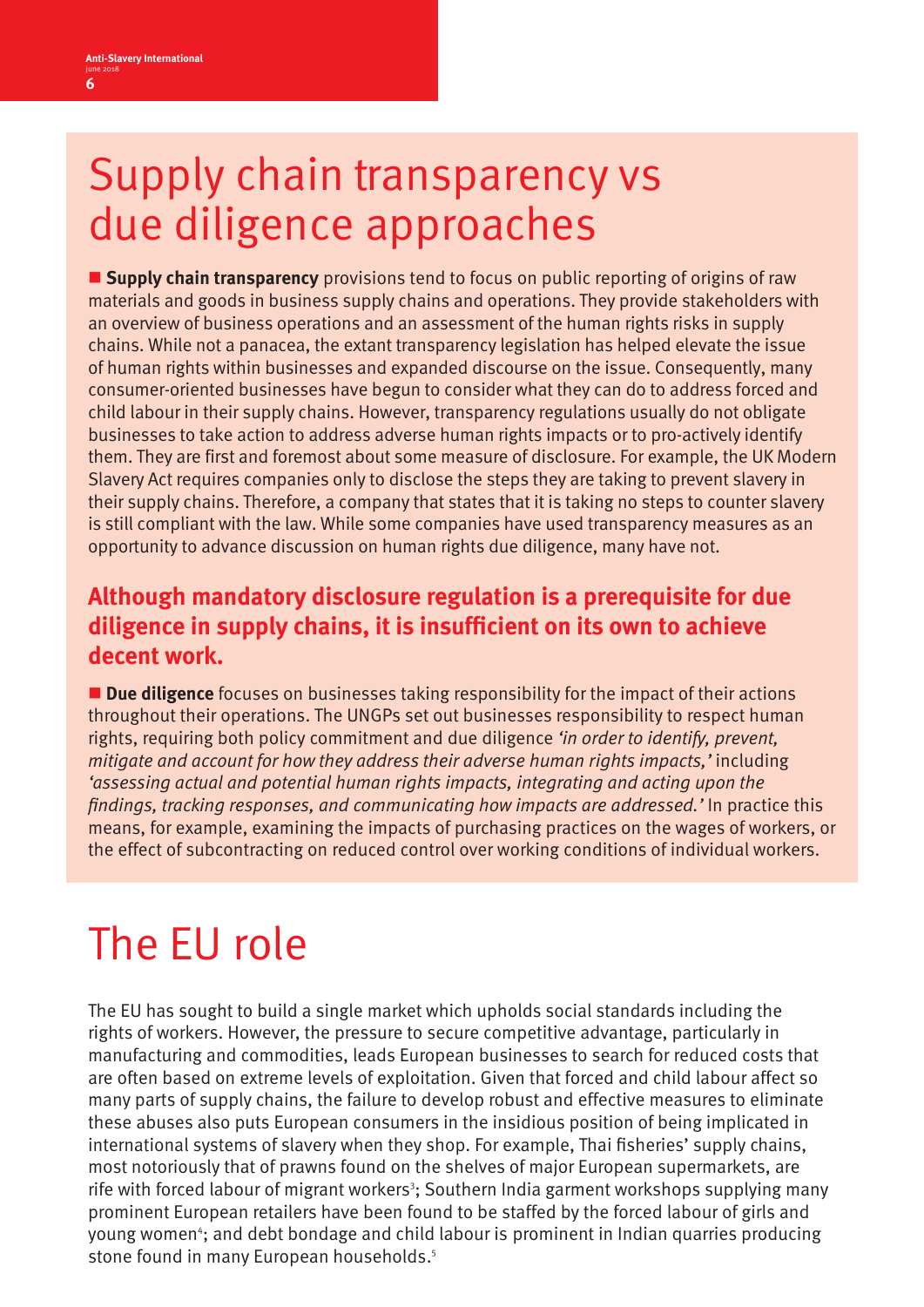# Supply chain transparency vs due diligence approaches

■ **Supply chain transparency** provisions tend to focus on public reporting of origins of raw materials and goods in business supply chains and operations. They provide stakeholders with an overview of business operations and an assessment of the human rights risks in supply chains. While not a panacea, the extant transparency legislation has helped elevate the issue of human rights within businesses and expanded discourse on the issue. Consequently, many consumer-oriented businesses have begun to consider what they can do to address forced and child labour in their supply chains. However, transparency regulations usually do not obligate businesses to take action to address adverse human rights impacts or to pro-actively identify them. They are first and foremost about some measure of disclosure. For example, the UK Modern Slavery Act requires companies only to disclose the steps they are taking to prevent slavery in their supply chains. Therefore, a company that states that it is taking no steps to counter slavery is still compliant with the law. While some companies have used transparency measures as an opportunity to advance discussion on human rights due diligence, many have not.

**Although mandatory disclosure regulation is a prerequisite for due diligence in supply chains, it is insufficient on its own to achieve decent work.**

■ **Due diligence** focuses on businesses taking responsibility for the impact of their actions throughout their operations. The UNGPs set out businesses responsibility to respect human rights, requiring both policy commitment and due diligence *'in order to identify, prevent, mitigate and account for how they address their adverse human rights impacts,'* including *'assessing actual and potential human rights impacts, integrating and acting upon the findings, tracking responses, and communicating how impacts are addressed.'* In practice this means, for example, examining the impacts of purchasing practices on the wages of workers, or the effect of subcontracting on reduced control over working conditions of individual workers.

# The EU role

The EU has sought to build a single market which upholds social standards including the rights of workers. However, the pressure to secure competitive advantage, particularly in manufacturing and commodities, leads European businesses to search for reduced costs that are often based on extreme levels of exploitation. Given that forced and child labour affect so many parts of supply chains, the failure to develop robust and effective measures to eliminate these abuses also puts European consumers in the insidious position of being implicated in international systems of slavery when they shop. For example, Thai fisheries' supply chains, most notoriously that of prawns found on the shelves of major European supermarkets, are rife with forced labour of migrant workers[3]; Southern India garment workshops supplying many prominent European retailers have been found to be staffed by the forced labour of girls and young women[4]; and debt bondage and child labour is prominent in Indian quarries producing stone found in many European households.[5]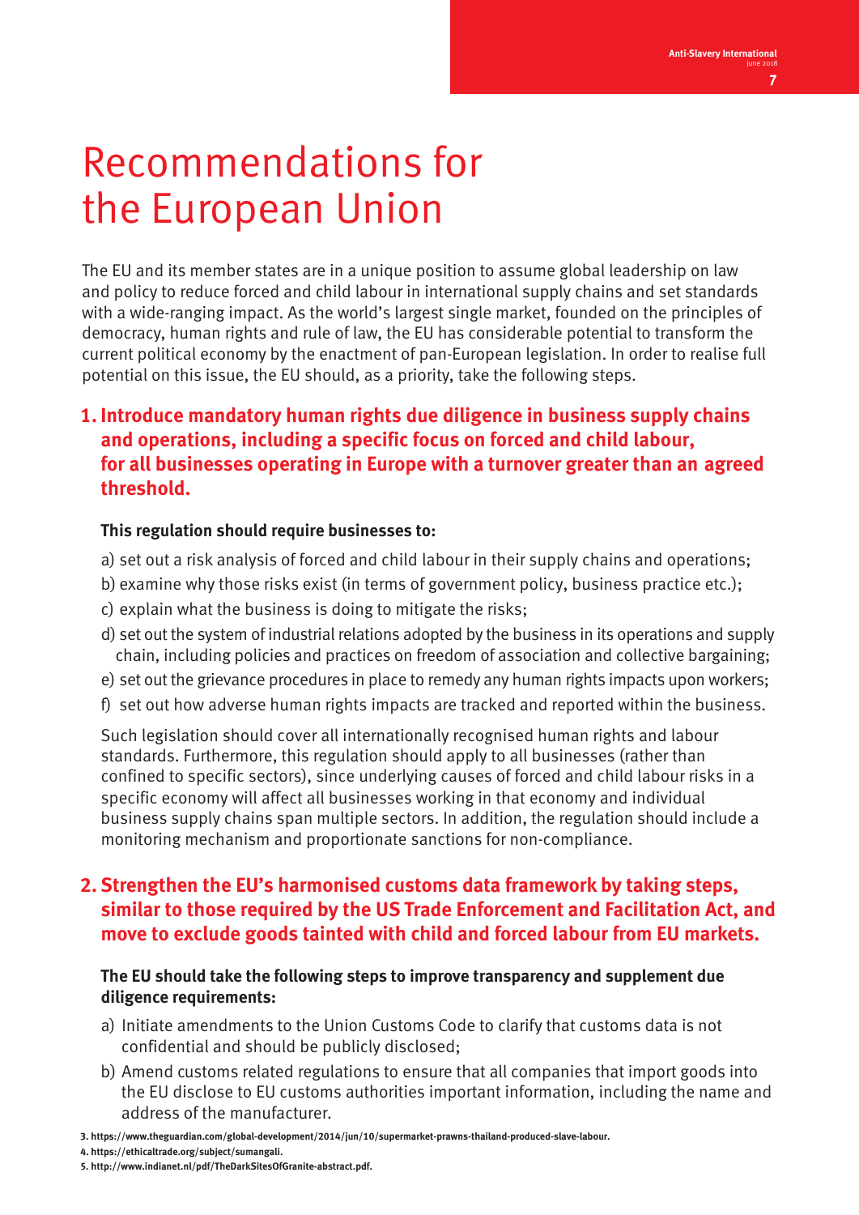# Recommendations for the European Union

The EU and its member states are in a unique position to assume global leadership on law and policy to reduce forced and child labour in international supply chains and set standards with a wide-ranging impact. As the world's largest single market, founded on the principles of democracy, human rights and rule of law, the EU has considerable potential to transform the current political economy by the enactment of pan-European legislation. In order to realise full potential on this issue, the EU should, as a priority, take the following steps.

## 1. Introduce mandatory human rights due diligence in business supply chains and operations, including a specific focus on forced and child labour, for all businesses operating in Europe with a turnover greater than an agreed threshold.

**This regulation should require businesses to:**

a) set out a risk analysis of forced and child labour in their supply chains and operations;

b) examine why those risks exist (in terms of government policy, business practice etc.);

c) explain what the business is doing to mitigate the risks;

d) set out the system of industrial relations adopted by the business in its operations and supply chain, including policies and practices on freedom of association and collective bargaining;

e) set out the grievance procedures in place to remedy any human rights impacts upon workers;

f) set out how adverse human rights impacts are tracked and reported within the business.

Such legislation should cover all internationally recognised human rights and labour standards. Furthermore, this regulation should apply to all businesses (rather than confined to specific sectors), since underlying causes of forced and child labour risks in a specific economy will affect all businesses working in that economy and individual business supply chains span multiple sectors. In addition, the regulation should include a monitoring mechanism and proportionate sanctions for non-compliance.

## 2. Strengthen the EU's harmonised customs data framework by taking steps, similar to those required by the US Trade Enforcement and Facilitation Act, and move to exclude goods tainted with child and forced labour from EU markets.

**The EU should take the following steps to improve transparency and supplement due diligence requirements:**

a) Initiate amendments to the Union Customs Code to clarify that customs data is not confidential and should be publicly disclosed;

b) Amend customs related regulations to ensure that all companies that import goods into the EU disclose to EU customs authorities important information, including the name and address of the manufacturer.

3. https://www.theguardian.com/global-development/2014/jun/10/supermarket-prawns-thailand-produced-slave-labour.

4. https://ethicaltrade.org/subject/sumangali.

5. http://www.indianet.nl/pdf/TheDarkSitesOfGranite-abstract.pdf.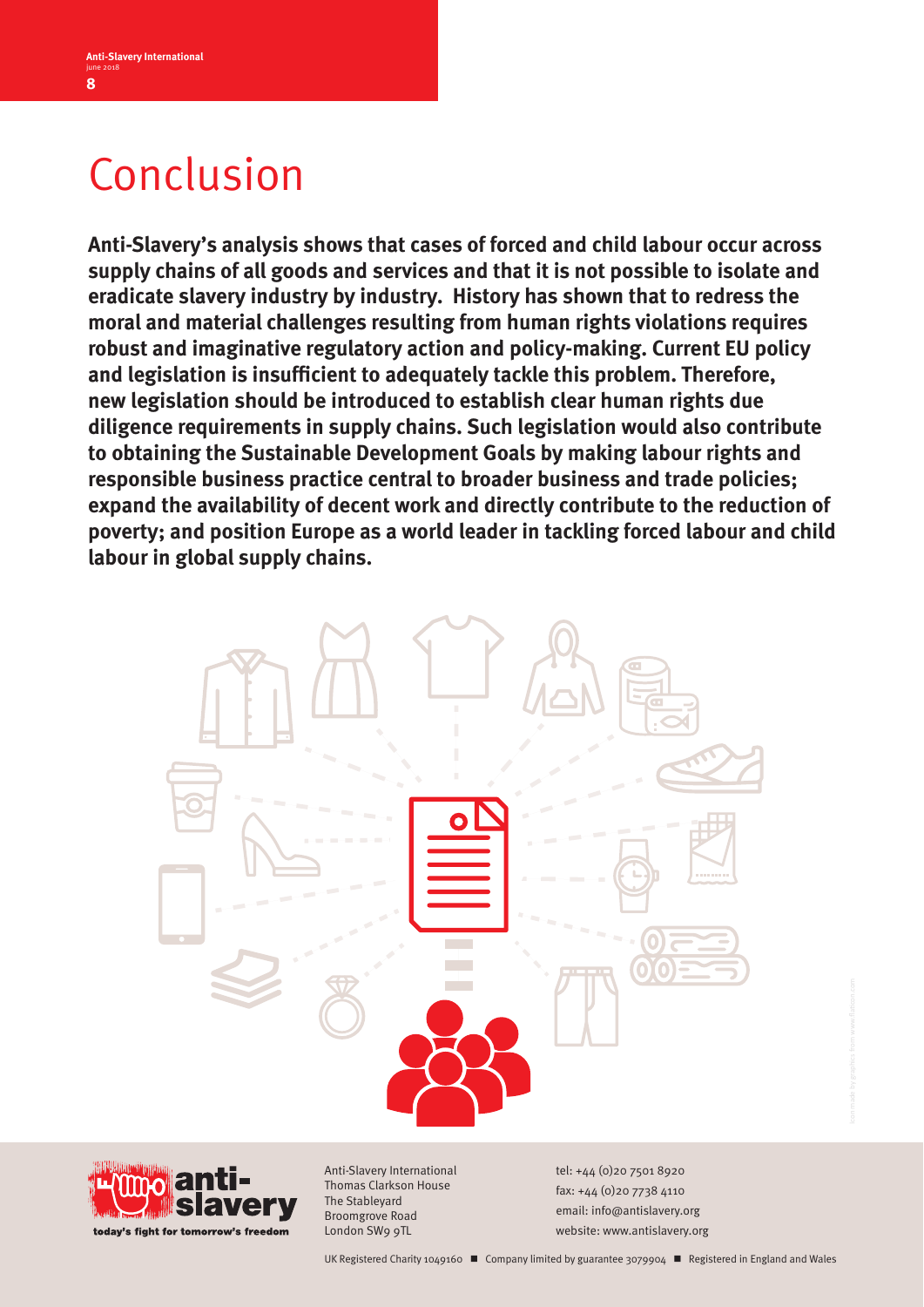# Conclusion

**Anti-Slavery's analysis shows that cases of forced and child labour occur across supply chains of all goods and services and that it is not possible to isolate and eradicate slavery industry by industry. History has shown that to redress the moral and material challenges resulting from human rights violations requires robust and imaginative regulatory action and policy-making. Current EU policy and legislation is insufficient to adequately tackle this problem. Therefore, new legislation should be introduced to establish clear human rights due diligence requirements in supply chains. Such legislation would also contribute to obtaining the Sustainable Development Goals by making labour rights and responsible business practice central to broader business and trade policies; expand the availability of decent work and directly contribute to the reduction of poverty; and position Europe as a world leader in tackling forced labour and child labour in global supply chains.**

anti-slavery
today's fight for tomorrow's freedom

Anti-Slavery International
Thomas Clarkson House
The Stableyard
Broomgrove Road
London SW9 9TL

tel: +44 (0)20 7501 8920
fax: +44 (0)20 7738 4110
email: info@antislavery.org
website: www.antislavery.org

UK Registered Charity 1049160 ■ Company limited by guarantee 3079904 ■ Registered in England and Wales